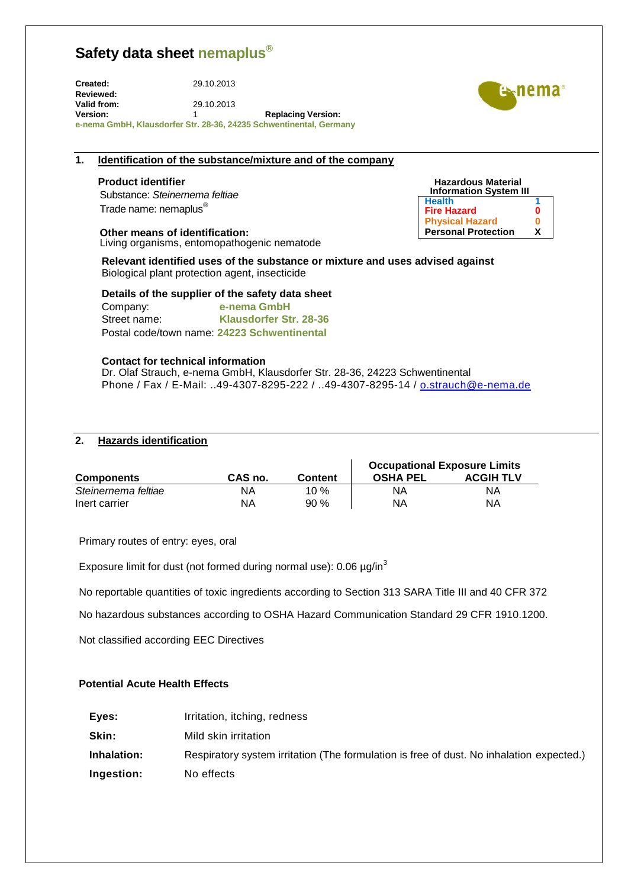# Safety data sheet nemaplus®

**Created:** 29.10.2013
**Reviewed:**
**Valid from:** 29.10.2013
**Version:** 1 **Replacing Version:**
**e-nema GmbH, Klausdorfer Str. 28-36, 24235 Schwentinental, Germany**

## 1. Identification of the substance/mixture and of the company

**Product identifier**
Substance: *Steinernema feltiae*
Trade name: nemaplus®

| Hazardous Material Information System III | |
|---|---|
| **Health** | **1** |
| **Fire Hazard** | **0** |
| **Physical Hazard** | **0** |
| **Personal Protection** | **X** |

**Other means of identification:**
Living organisms, entomopathogenic nematode

**Relevant identified uses of the substance or mixture and uses advised against**
Biological plant protection agent, insecticide

**Details of the supplier of the safety data sheet**
Company: **e-nema GmbH**
Street name: **Klausdorfer Str. 28-36**
Postal code/town name: **24223 Schwentinental**

**Contact for technical information**
Dr. Olaf Strauch, e-nema GmbH, Klausdorfer Str. 28-36, 24223 Schwentinental
Phone / Fax / E-Mail: ..49-4307-8295-222 / ..49-4307-8295-14 / o.strauch@e-nema.de

## 2. Hazards identification

| | | | Occupational Exposure Limits | |
|---|---|---|---|---|
| **Components** | **CAS no.** | **Content** | **OSHA PEL** | **ACGIH TLV** |
| *Steinernema feltiae* | NA | 10 % | NA | NA |
| Inert carrier | NA | 90 % | NA | NA |

Primary routes of entry: eyes, oral

Exposure limit for dust (not formed during normal use): 0.06 µg/in$^3$

No reportable quantities of toxic ingredients according to Section 313 SARA Title III and 40 CFR 372

No hazardous substances according to OSHA Hazard Communication Standard 29 CFR 1910.1200.

Not classified according EEC Directives

**Potential Acute Health Effects**

**Eyes:** Irritation, itching, redness

**Skin:** Mild skin irritation

**Inhalation:** Respiratory system irritation (The formulation is free of dust. No inhalation expected.)

**Ingestion:** No effects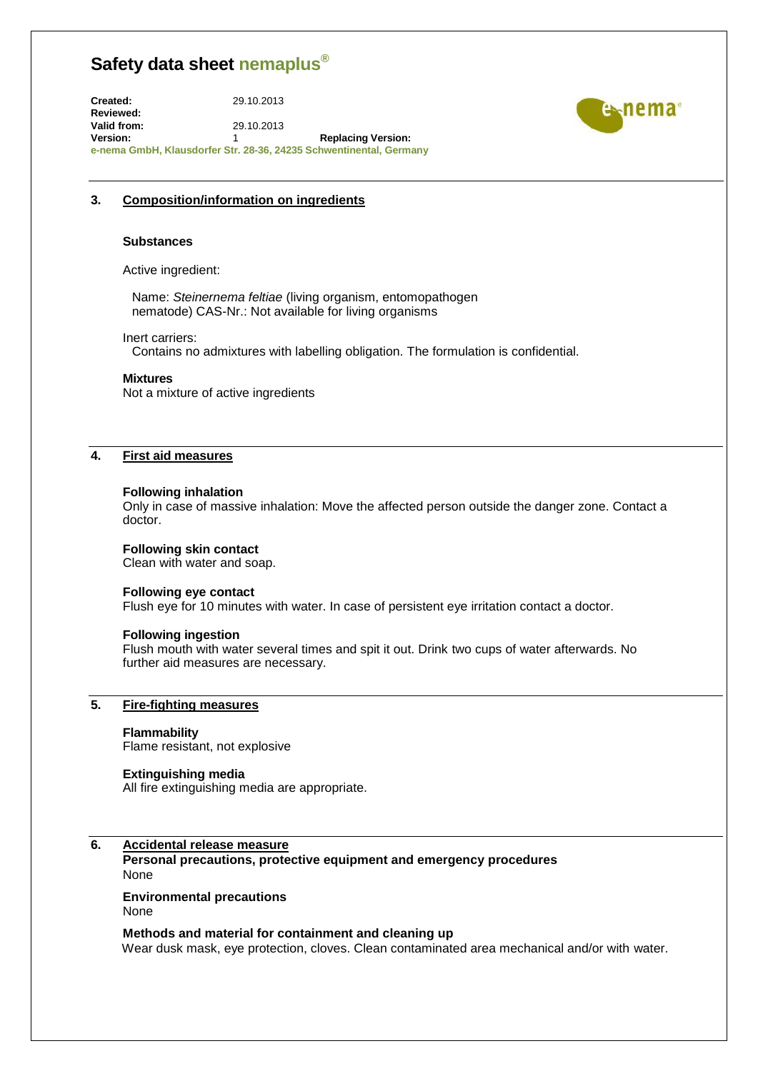## 3. Composition/information on ingredients

### Substances

Active ingredient:

Name: *Steinernema feltiae* (living organism, entomopathogen nematode) CAS-Nr.: Not available for living organisms

Inert carriers:
Contains no admixtures with labelling obligation. The formulation is confidential.

**Mixtures**
Not a mixture of active ingredients

## 4. First aid measures

**Following inhalation**
Only in case of massive inhalation: Move the affected person outside the danger zone. Contact a doctor.

**Following skin contact**
Clean with water and soap.

**Following eye contact**
Flush eye for 10 minutes with water. In case of persistent eye irritation contact a doctor.

**Following ingestion**
Flush mouth with water several times and spit it out. Drink two cups of water afterwards. No further aid measures are necessary.

## 5. Fire-fighting measures

**Flammability**
Flame resistant, not explosive

**Extinguishing media**
All fire extinguishing media are appropriate.

## 6. Accidental release measure

**Personal precautions, protective equipment and emergency procedures**
None

**Environmental precautions**
None

**Methods and material for containment and cleaning up**
Wear dusk mask, eye protection, cloves. Clean contaminated area mechanical and/or with water.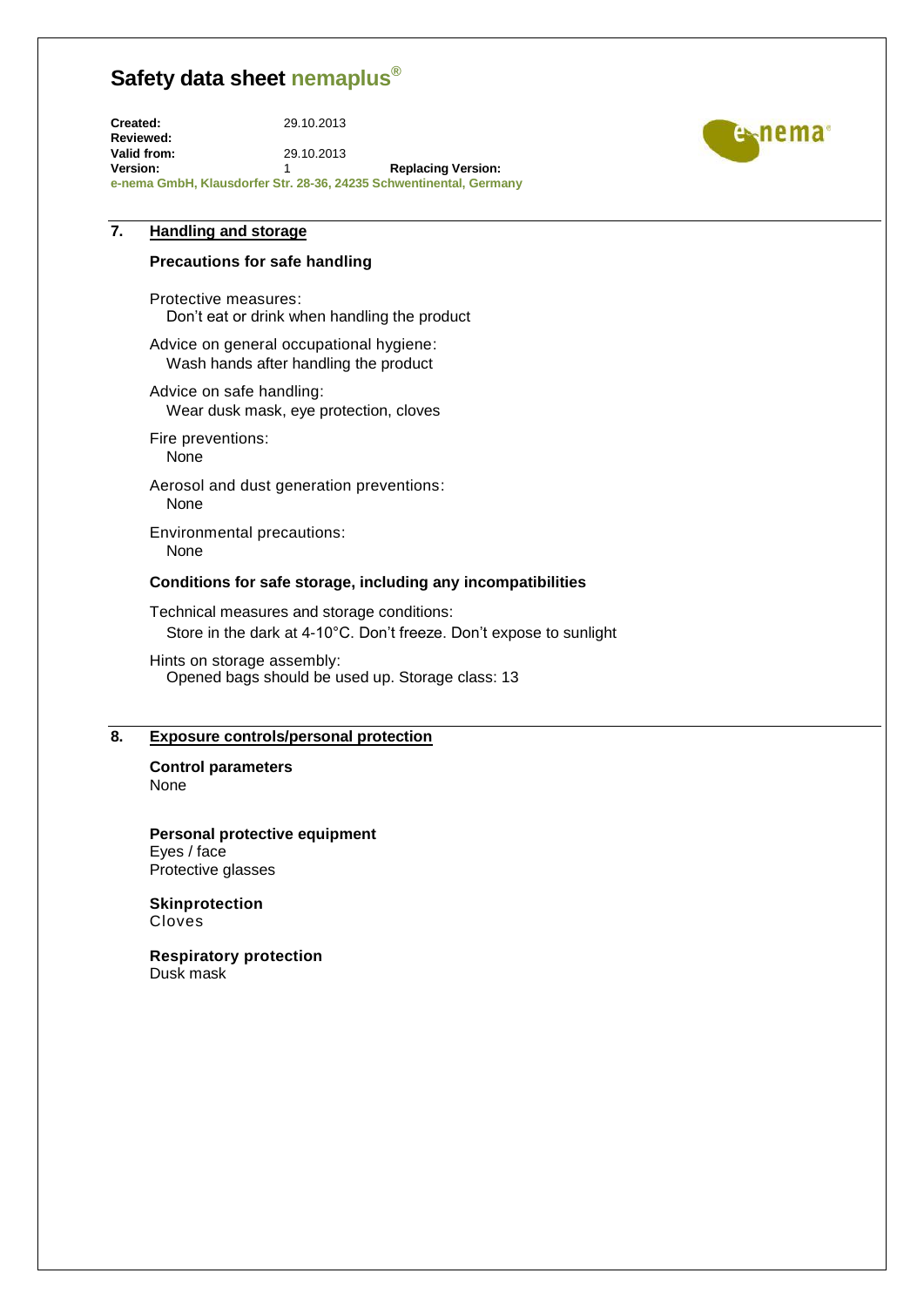## 7. Handling and storage

### Precautions for safe handling

Protective measures:
Don't eat or drink when handling the product

Advice on general occupational hygiene:
Wash hands after handling the product

Advice on safe handling:
Wear dusk mask, eye protection, cloves

Fire preventions:
None

Aerosol and dust generation preventions:
None

Environmental precautions:
None

### Conditions for safe storage, including any incompatibilities

Technical measures and storage conditions:
Store in the dark at 4-10°C. Don't freeze. Don't expose to sunlight

Hints on storage assembly:
Opened bags should be used up. Storage class: 13

## 8. Exposure controls/personal protection

**Control parameters**
None

**Personal protective equipment**
Eyes / face
Protective glasses

**Skinprotection**
Cloves

**Respiratory protection**
Dusk mask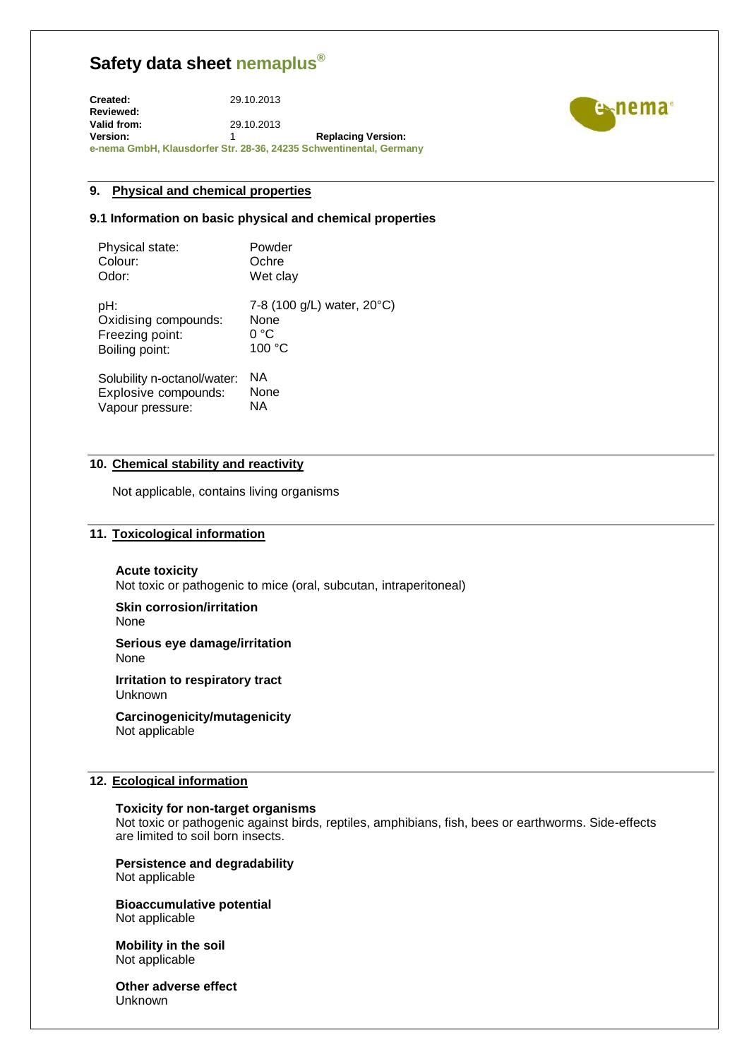# Safety data sheet nemaplus®

**Created:** 29.10.2013
**Reviewed:**
**Valid from:** 29.10.2013
**Version:** 1 **Replacing Version:**
**e-nema GmbH, Klausdorfer Str. 28-36, 24235 Schwentinental, Germany**

## 9. Physical and chemical properties

### 9.1 Information on basic physical and chemical properties

| | |
|---|---|
| Physical state: | Powder |
| Colour: | Ochre |
| Odor: | Wet clay |
| pH: | 7-8 (100 g/L) water, 20°C) |
| Oxidising compounds: | None |
| Freezing point: | 0 °C |
| Boiling point: | 100 °C |
| Solubility n-octanol/water: | NA |
| Explosive compounds: | None |
| Vapour pressure: | NA |

## 10. Chemical stability and reactivity

Not applicable, contains living organisms

## 11. Toxicological information

**Acute toxicity**
Not toxic or pathogenic to mice (oral, subcutan, intraperitoneal)

**Skin corrosion/irritation**
None

**Serious eye damage/irritation**
None

**Irritation to respiratory tract**
Unknown

**Carcinogenicity/mutagenicity**
Not applicable

## 12. Ecological information

**Toxicity for non-target organisms**
Not toxic or pathogenic against birds, reptiles, amphibians, fish, bees or earthworms. Side-effects are limited to soil born insects.

**Persistence and degradability**
Not applicable

**Bioaccumulative potential**
Not applicable

**Mobility in the soil**
Not applicable

**Other adverse effect**
Unknown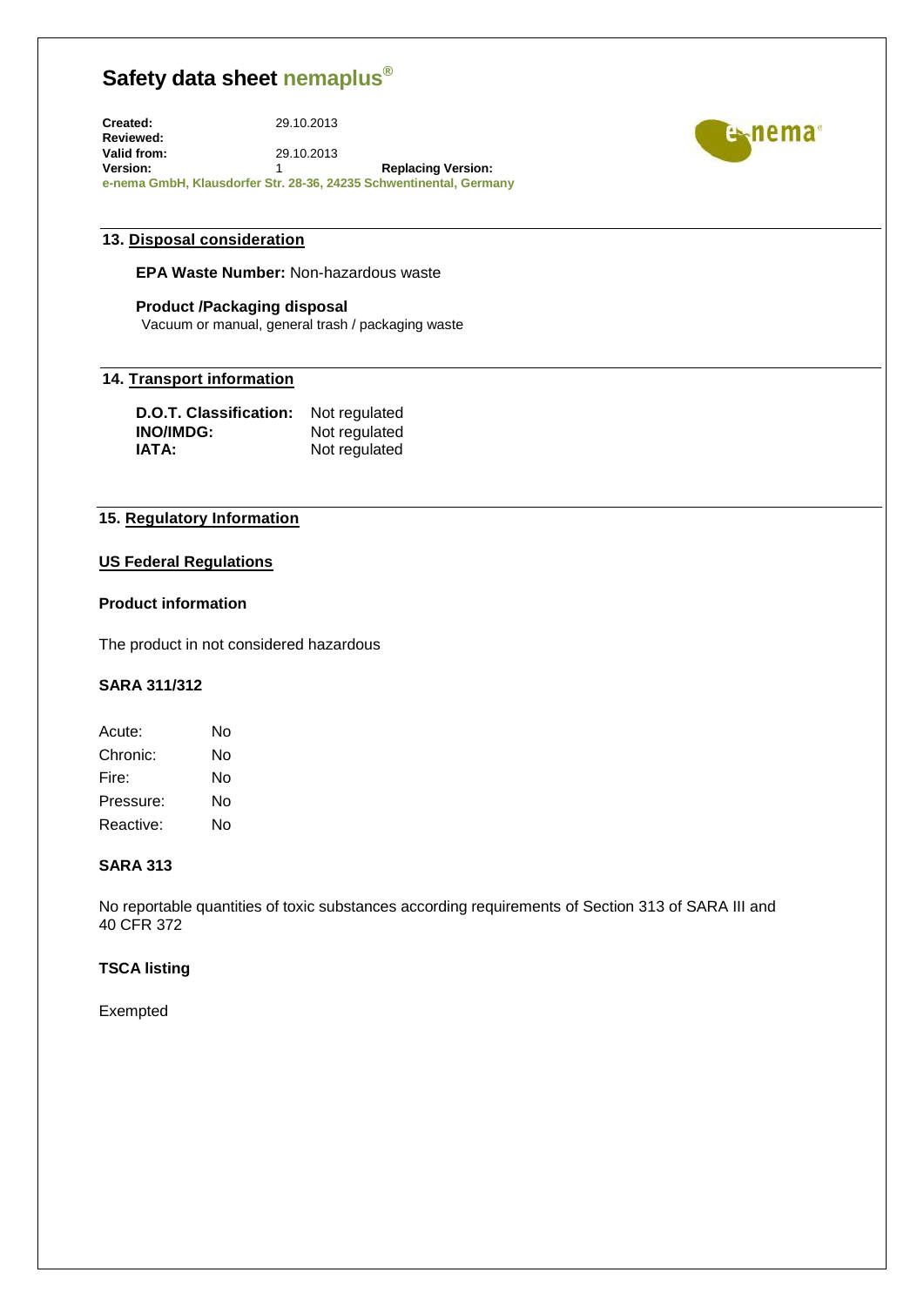## 13. Disposal consideration

**EPA Waste Number:** Non-hazardous waste

**Product /Packaging disposal**
Vacuum or manual, general trash / packaging waste

## 14. Transport information

| | |
|---|---|
| **D.O.T. Classification:** | Not regulated |
| **INO/IMDG:** | Not regulated |
| **IATA:** | Not regulated |

## 15. Regulatory Information

### US Federal Regulations

**Product information**

The product in not considered hazardous

**SARA 311/312**

| | |
|---|---|
| Acute: | No |
| Chronic: | No |
| Fire: | No |
| Pressure: | No |
| Reactive: | No |

**SARA 313**

No reportable quantities of toxic substances according requirements of Section 313 of SARA III and 40 CFR 372

**TSCA listing**

Exempted